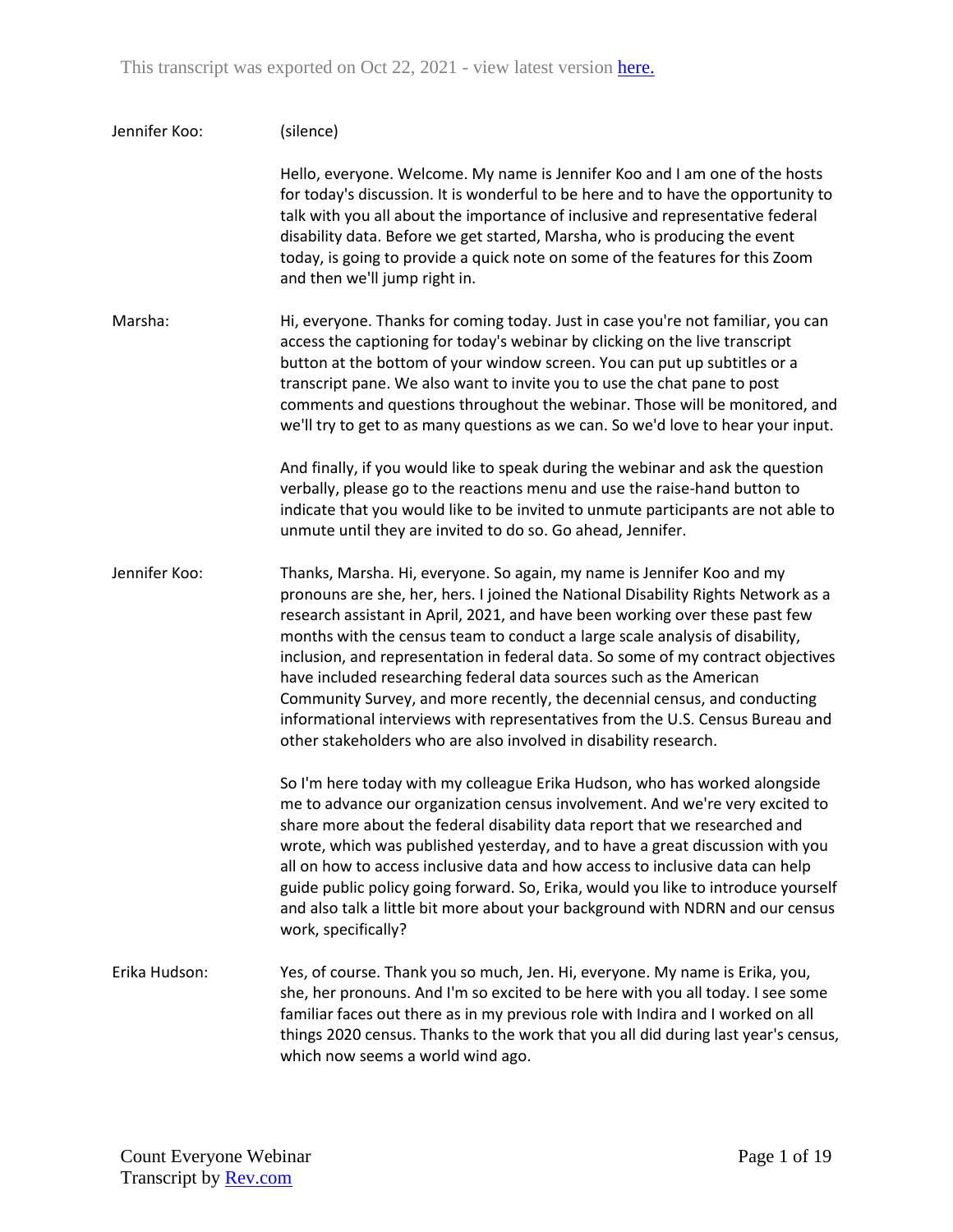This transcript was exported on Oct 22, 2021 - view latest version here.

Jennifer Koo: (silence)

Hello, everyone. Welcome. My name is Jennifer Koo and I am one of the hosts for today's discussion. It is wonderful to be here and to have the opportunity to talk with you all about the importance of inclusive and representative federal disability data. Before we get started, Marsha, who is producing the event today, is going to provide a quick note on some of the features for this Zoom and then we'll jump right in.

Marsha: Hi, everyone. Thanks for coming today. Just in case you're not familiar, you can access the captioning for today's webinar by clicking on the live transcript button at the bottom of your window screen. You can put up subtitles or a transcript pane. We also want to invite you to use the chat pane to post comments and questions throughout the webinar. Those will be monitored, and we'll try to get to as many questions as we can. So we'd love to hear your input.

And finally, if you would like to speak during the webinar and ask the question verbally, please go to the reactions menu and use the raise-hand button to indicate that you would like to be invited to unmute participants are not able to unmute until they are invited to do so. Go ahead, Jennifer.

Jennifer Koo: Thanks, Marsha. Hi, everyone. So again, my name is Jennifer Koo and my pronouns are she, her, hers. I joined the National Disability Rights Network as a research assistant in April, 2021, and have been working over these past few months with the census team to conduct a large scale analysis of disability, inclusion, and representation in federal data. So some of my contract objectives have included researching federal data sources such as the American Community Survey, and more recently, the decennial census, and conducting informational interviews with representatives from the U.S. Census Bureau and other stakeholders who are also involved in disability research.

So I'm here today with my colleague Erika Hudson, who has worked alongside me to advance our organization census involvement. And we're very excited to share more about the federal disability data report that we researched and wrote, which was published yesterday, and to have a great discussion with you all on how to access inclusive data and how access to inclusive data can help guide public policy going forward. So, Erika, would you like to introduce yourself and also talk a little bit more about your background with NDRN and our census work, specifically?

Erika Hudson: Yes, of course. Thank you so much, Jen. Hi, everyone. My name is Erika, you, she, her pronouns. And I'm so excited to be here with you all today. I see some familiar faces out there as in my previous role with Indira and I worked on all things 2020 census. Thanks to the work that you all did during last year's census, which now seems a world wind ago.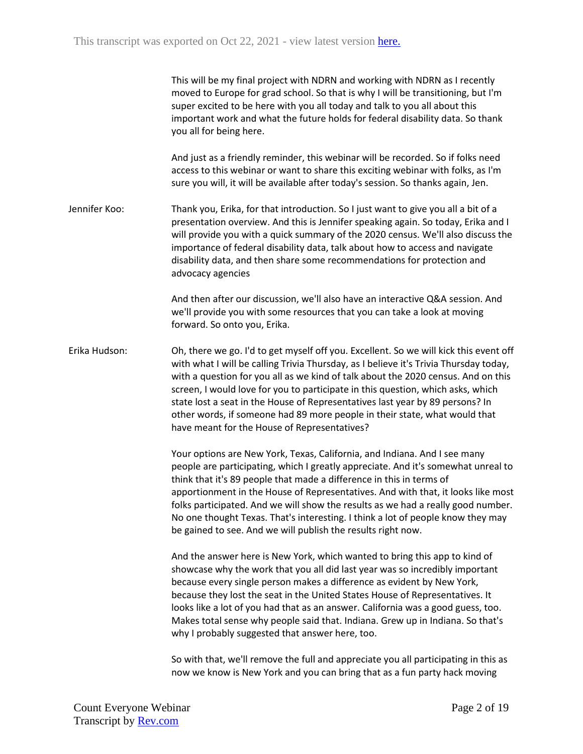This will be my final project with NDRN and working with NDRN as I recently moved to Europe for grad school. So that is why I will be transitioning, but I'm super excited to be here with you all today and talk to you all about this important work and what the future holds for federal disability data. So thank you all for being here.

And just as a friendly reminder, this webinar will be recorded. So if folks need access to this webinar or want to share this exciting webinar with folks, as I'm sure you will, it will be available after today's session. So thanks again, Jen.

Jennifer Koo: Thank you, Erika, for that introduction. So I just want to give you all a bit of a presentation overview. And this is Jennifer speaking again. So today, Erika and I will provide you with a quick summary of the 2020 census. We'll also discuss the importance of federal disability data, talk about how to access and navigate disability data, and then share some recommendations for protection and advocacy agencies

And then after our discussion, we'll also have an interactive Q&A session. And we'll provide you with some resources that you can take a look at moving forward. So onto you, Erika.

Erika Hudson: Oh, there we go. I'd to get myself off you. Excellent. So we will kick this event off with what I will be calling Trivia Thursday, as I believe it's Trivia Thursday today, with a question for you all as we kind of talk about the 2020 census. And on this screen, I would love for you to participate in this question, which asks, which state lost a seat in the House of Representatives last year by 89 persons? In other words, if someone had 89 more people in their state, what would that have meant for the House of Representatives?

Your options are New York, Texas, California, and Indiana. And I see many people are participating, which I greatly appreciate. And it's somewhat unreal to think that it's 89 people that made a difference in this in terms of apportionment in the House of Representatives. And with that, it looks like most folks participated. And we will show the results as we had a really good number. No one thought Texas. That's interesting. I think a lot of people know they may be gained to see. And we will publish the results right now.

And the answer here is New York, which wanted to bring this app to kind of showcase why the work that you all did last year was so incredibly important because every single person makes a difference as evident by New York, because they lost the seat in the United States House of Representatives. It looks like a lot of you had that as an answer. California was a good guess, too. Makes total sense why people said that. Indiana. Grew up in Indiana. So that's why I probably suggested that answer here, too.

So with that, we'll remove the full and appreciate you all participating in this as now we know is New York and you can bring that as a fun party hack moving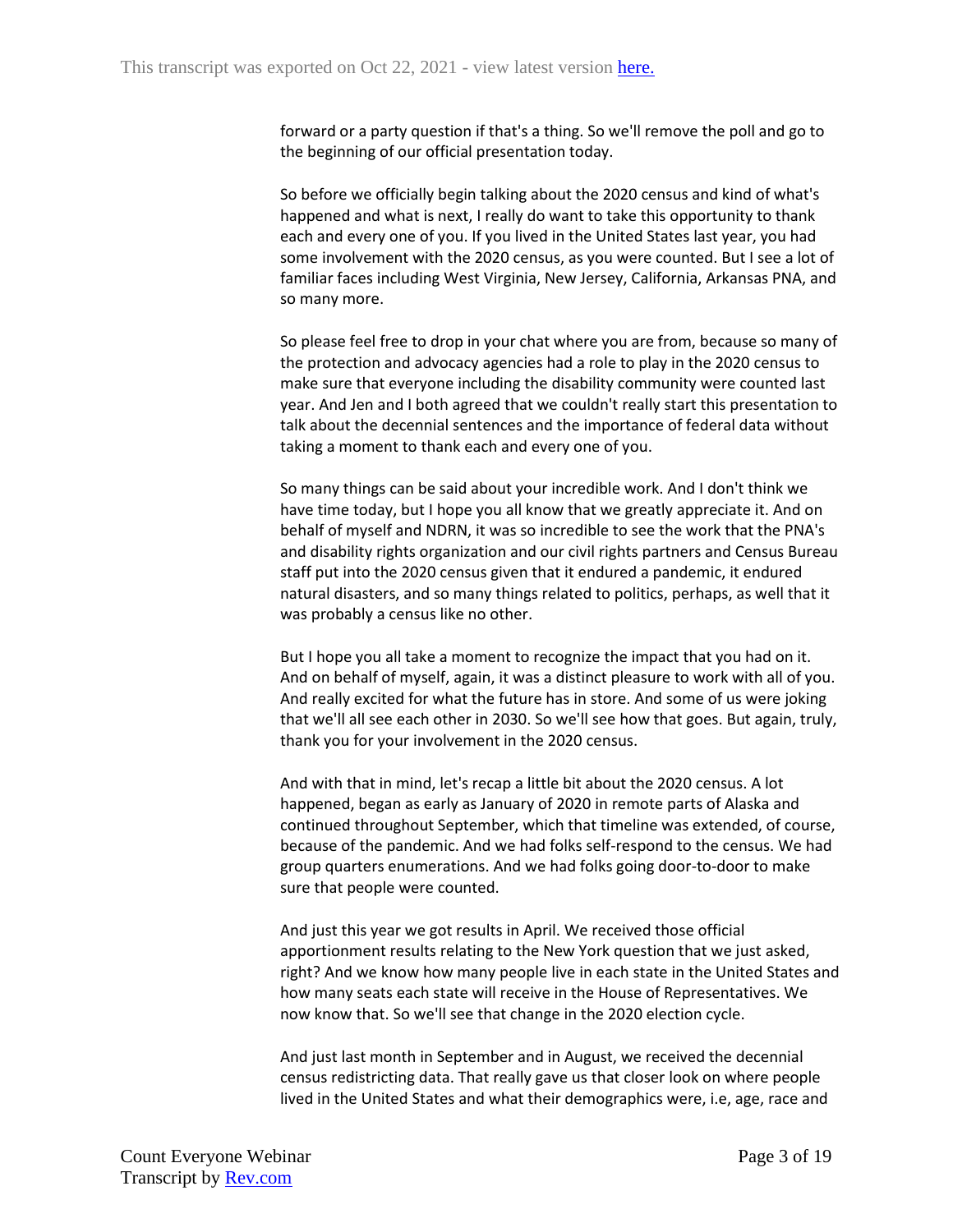forward or a party question if that's a thing. So we'll remove the poll and go to the beginning of our official presentation today.

So before we officially begin talking about the 2020 census and kind of what's happened and what is next, I really do want to take this opportunity to thank each and every one of you. If you lived in the United States last year, you had some involvement with the 2020 census, as you were counted. But I see a lot of familiar faces including West Virginia, New Jersey, California, Arkansas PNA, and so many more.

So please feel free to drop in your chat where you are from, because so many of the protection and advocacy agencies had a role to play in the 2020 census to make sure that everyone including the disability community were counted last year. And Jen and I both agreed that we couldn't really start this presentation to talk about the decennial sentences and the importance of federal data without taking a moment to thank each and every one of you.

So many things can be said about your incredible work. And I don't think we have time today, but I hope you all know that we greatly appreciate it. And on behalf of myself and NDRN, it was so incredible to see the work that the PNA's and disability rights organization and our civil rights partners and Census Bureau staff put into the 2020 census given that it endured a pandemic, it endured natural disasters, and so many things related to politics, perhaps, as well that it was probably a census like no other.

But I hope you all take a moment to recognize the impact that you had on it. And on behalf of myself, again, it was a distinct pleasure to work with all of you. And really excited for what the future has in store. And some of us were joking that we'll all see each other in 2030. So we'll see how that goes. But again, truly, thank you for your involvement in the 2020 census.

And with that in mind, let's recap a little bit about the 2020 census. A lot happened, began as early as January of 2020 in remote parts of Alaska and continued throughout September, which that timeline was extended, of course, because of the pandemic. And we had folks self-respond to the census. We had group quarters enumerations. And we had folks going door-to-door to make sure that people were counted.

And just this year we got results in April. We received those official apportionment results relating to the New York question that we just asked, right? And we know how many people live in each state in the United States and how many seats each state will receive in the House of Representatives. We now know that. So we'll see that change in the 2020 election cycle.

And just last month in September and in August, we received the decennial census redistricting data. That really gave us that closer look on where people lived in the United States and what their demographics were, i.e, age, race and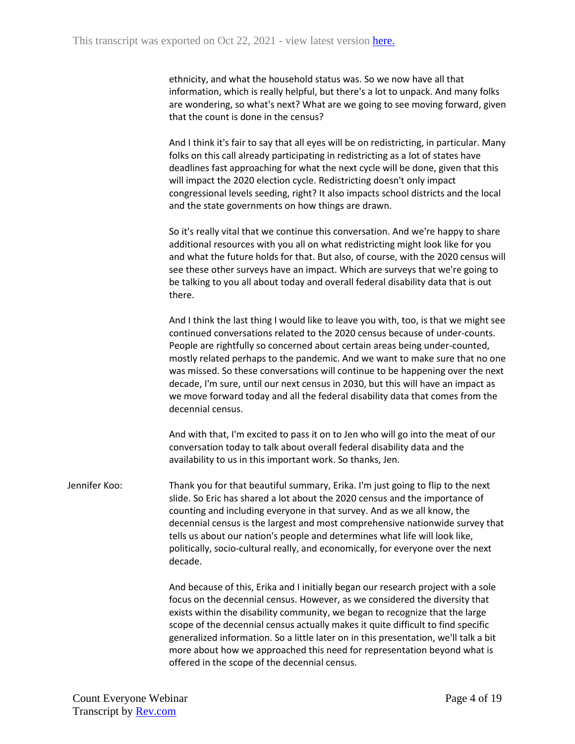ethnicity, and what the household status was. So we now have all that information, which is really helpful, but there's a lot to unpack. And many folks are wondering, so what's next? What are we going to see moving forward, given that the count is done in the census?

And I think it's fair to say that all eyes will be on redistricting, in particular. Many folks on this call already participating in redistricting as a lot of states have deadlines fast approaching for what the next cycle will be done, given that this will impact the 2020 election cycle. Redistricting doesn't only impact congressional levels seeding, right? It also impacts school districts and the local and the state governments on how things are drawn.

So it's really vital that we continue this conversation. And we're happy to share additional resources with you all on what redistricting might look like for you and what the future holds for that. But also, of course, with the 2020 census will see these other surveys have an impact. Which are surveys that we're going to be talking to you all about today and overall federal disability data that is out there.

And I think the last thing I would like to leave you with, too, is that we might see continued conversations related to the 2020 census because of under-counts. People are rightfully so concerned about certain areas being under-counted, mostly related perhaps to the pandemic. And we want to make sure that no one was missed. So these conversations will continue to be happening over the next decade, I'm sure, until our next census in 2030, but this will have an impact as we move forward today and all the federal disability data that comes from the decennial census.

And with that, I'm excited to pass it on to Jen who will go into the meat of our conversation today to talk about overall federal disability data and the availability to us in this important work. So thanks, Jen.

Jennifer Koo: Thank you for that beautiful summary, Erika. I'm just going to flip to the next slide. So Eric has shared a lot about the 2020 census and the importance of counting and including everyone in that survey. And as we all know, the decennial census is the largest and most comprehensive nationwide survey that tells us about our nation's people and determines what life will look like, politically, socio-cultural really, and economically, for everyone over the next decade.

And because of this, Erika and I initially began our research project with a sole focus on the decennial census. However, as we considered the diversity that exists within the disability community, we began to recognize that the large scope of the decennial census actually makes it quite difficult to find specific generalized information. So a little later on in this presentation, we'll talk a bit more about how we approached this need for representation beyond what is offered in the scope of the decennial census.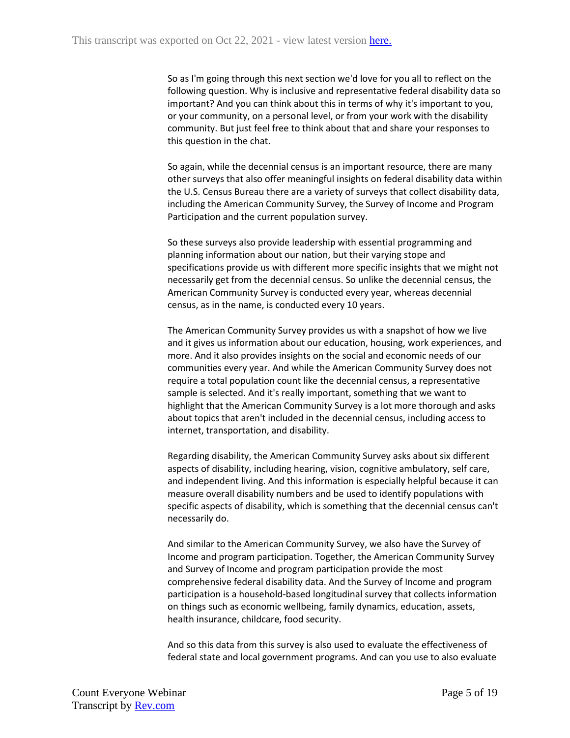So as I'm going through this next section we'd love for you all to reflect on the following question. Why is inclusive and representative federal disability data so important? And you can think about this in terms of why it's important to you, or your community, on a personal level, or from your work with the disability community. But just feel free to think about that and share your responses to this question in the chat.

So again, while the decennial census is an important resource, there are many other surveys that also offer meaningful insights on federal disability data within the U.S. Census Bureau there are a variety of surveys that collect disability data, including the American Community Survey, the Survey of Income and Program Participation and the current population survey.

So these surveys also provide leadership with essential programming and planning information about our nation, but their varying stope and specifications provide us with different more specific insights that we might not necessarily get from the decennial census. So unlike the decennial census, the American Community Survey is conducted every year, whereas decennial census, as in the name, is conducted every 10 years.

The American Community Survey provides us with a snapshot of how we live and it gives us information about our education, housing, work experiences, and more. And it also provides insights on the social and economic needs of our communities every year. And while the American Community Survey does not require a total population count like the decennial census, a representative sample is selected. And it's really important, something that we want to highlight that the American Community Survey is a lot more thorough and asks about topics that aren't included in the decennial census, including access to internet, transportation, and disability.

Regarding disability, the American Community Survey asks about six different aspects of disability, including hearing, vision, cognitive ambulatory, self care, and independent living. And this information is especially helpful because it can measure overall disability numbers and be used to identify populations with specific aspects of disability, which is something that the decennial census can't necessarily do.

And similar to the American Community Survey, we also have the Survey of Income and program participation. Together, the American Community Survey and Survey of Income and program participation provide the most comprehensive federal disability data. And the Survey of Income and program participation is a household-based longitudinal survey that collects information on things such as economic wellbeing, family dynamics, education, assets, health insurance, childcare, food security.

And so this data from this survey is also used to evaluate the effectiveness of federal state and local government programs. And can you use to also evaluate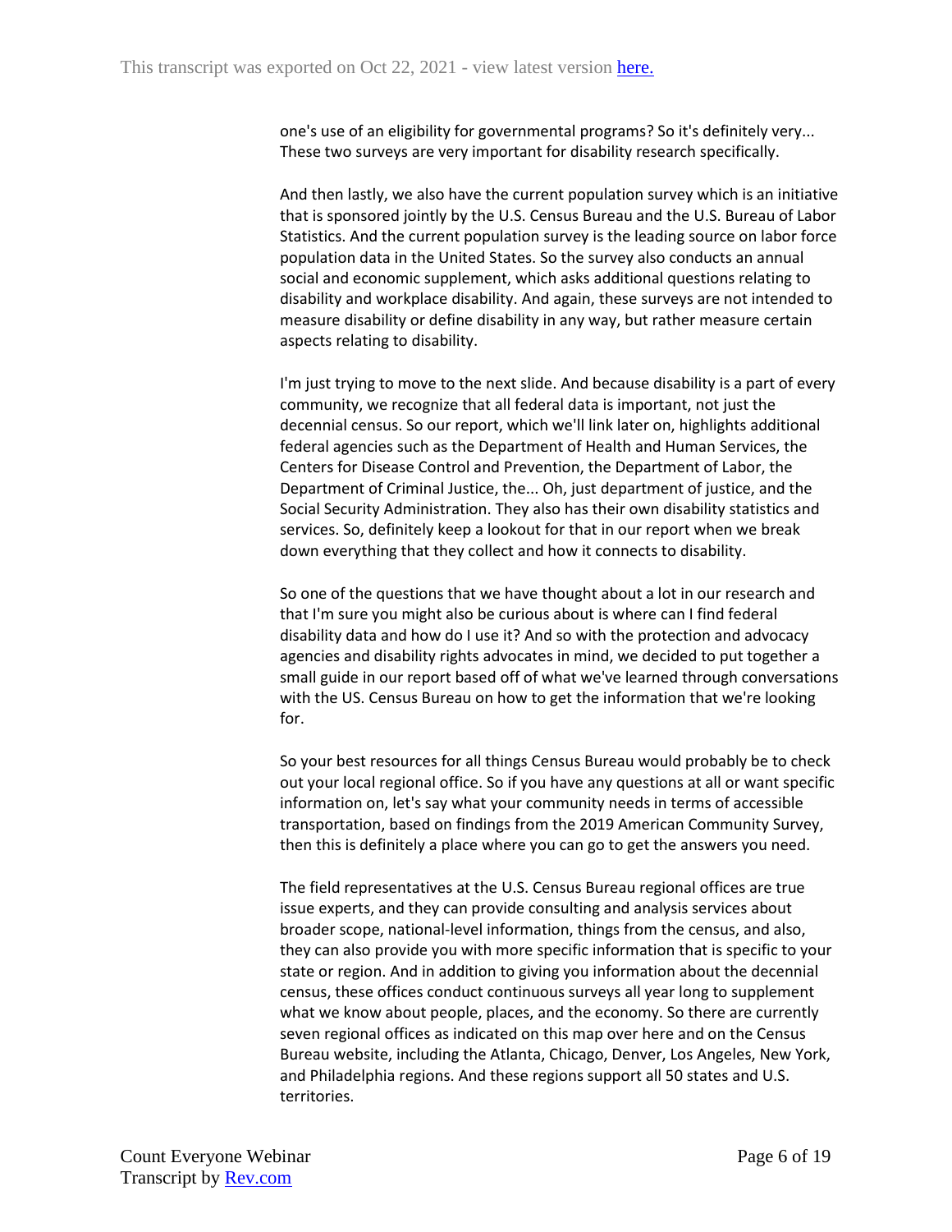one's use of an eligibility for governmental programs? So it's definitely very... These two surveys are very important for disability research specifically.

And then lastly, we also have the current population survey which is an initiative that is sponsored jointly by the U.S. Census Bureau and the U.S. Bureau of Labor Statistics. And the current population survey is the leading source on labor force population data in the United States. So the survey also conducts an annual social and economic supplement, which asks additional questions relating to disability and workplace disability. And again, these surveys are not intended to measure disability or define disability in any way, but rather measure certain aspects relating to disability.

I'm just trying to move to the next slide. And because disability is a part of every community, we recognize that all federal data is important, not just the decennial census. So our report, which we'll link later on, highlights additional federal agencies such as the Department of Health and Human Services, the Centers for Disease Control and Prevention, the Department of Labor, the Department of Criminal Justice, the... Oh, just department of justice, and the Social Security Administration. They also has their own disability statistics and services. So, definitely keep a lookout for that in our report when we break down everything that they collect and how it connects to disability.

So one of the questions that we have thought about a lot in our research and that I'm sure you might also be curious about is where can I find federal disability data and how do I use it? And so with the protection and advocacy agencies and disability rights advocates in mind, we decided to put together a small guide in our report based off of what we've learned through conversations with the US. Census Bureau on how to get the information that we're looking for.

So your best resources for all things Census Bureau would probably be to check out your local regional office. So if you have any questions at all or want specific information on, let's say what your community needs in terms of accessible transportation, based on findings from the 2019 American Community Survey, then this is definitely a place where you can go to get the answers you need.

The field representatives at the U.S. Census Bureau regional offices are true issue experts, and they can provide consulting and analysis services about broader scope, national-level information, things from the census, and also, they can also provide you with more specific information that is specific to your state or region. And in addition to giving you information about the decennial census, these offices conduct continuous surveys all year long to supplement what we know about people, places, and the economy. So there are currently seven regional offices as indicated on this map over here and on the Census Bureau website, including the Atlanta, Chicago, Denver, Los Angeles, New York, and Philadelphia regions. And these regions support all 50 states and U.S. territories.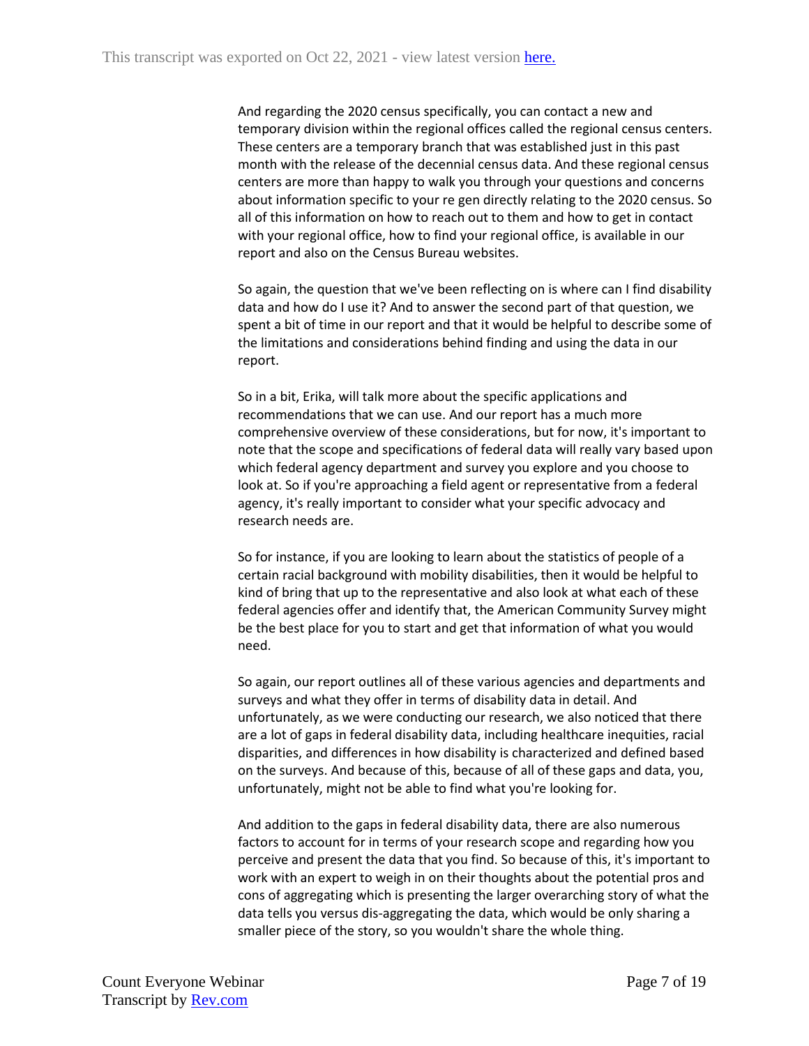And regarding the 2020 census specifically, you can contact a new and temporary division within the regional offices called the regional census centers. These centers are a temporary branch that was established just in this past month with the release of the decennial census data. And these regional census centers are more than happy to walk you through your questions and concerns about information specific to your re gen directly relating to the 2020 census. So all of this information on how to reach out to them and how to get in contact with your regional office, how to find your regional office, is available in our report and also on the Census Bureau websites.

So again, the question that we've been reflecting on is where can I find disability data and how do I use it? And to answer the second part of that question, we spent a bit of time in our report and that it would be helpful to describe some of the limitations and considerations behind finding and using the data in our report.

So in a bit, Erika, will talk more about the specific applications and recommendations that we can use. And our report has a much more comprehensive overview of these considerations, but for now, it's important to note that the scope and specifications of federal data will really vary based upon which federal agency department and survey you explore and you choose to look at. So if you're approaching a field agent or representative from a federal agency, it's really important to consider what your specific advocacy and research needs are.

So for instance, if you are looking to learn about the statistics of people of a certain racial background with mobility disabilities, then it would be helpful to kind of bring that up to the representative and also look at what each of these federal agencies offer and identify that, the American Community Survey might be the best place for you to start and get that information of what you would need.

So again, our report outlines all of these various agencies and departments and surveys and what they offer in terms of disability data in detail. And unfortunately, as we were conducting our research, we also noticed that there are a lot of gaps in federal disability data, including healthcare inequities, racial disparities, and differences in how disability is characterized and defined based on the surveys. And because of this, because of all of these gaps and data, you, unfortunately, might not be able to find what you're looking for.

And addition to the gaps in federal disability data, there are also numerous factors to account for in terms of your research scope and regarding how you perceive and present the data that you find. So because of this, it's important to work with an expert to weigh in on their thoughts about the potential pros and cons of aggregating which is presenting the larger overarching story of what the data tells you versus dis-aggregating the data, which would be only sharing a smaller piece of the story, so you wouldn't share the whole thing.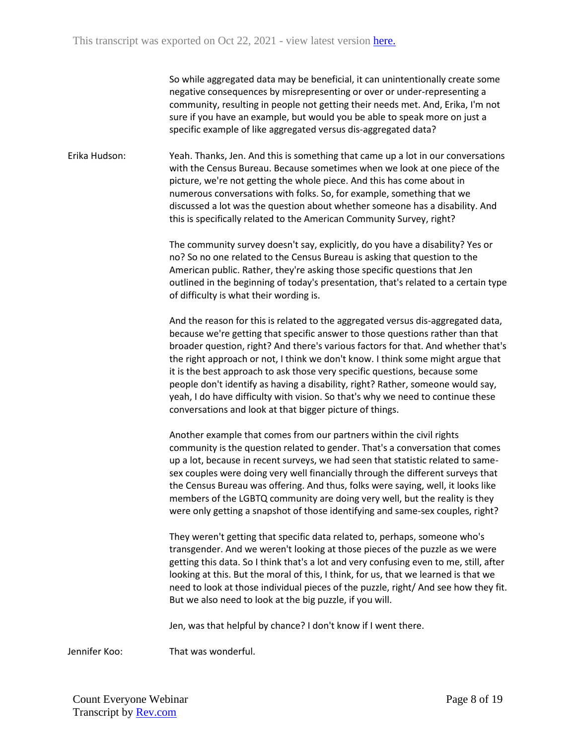So while aggregated data may be beneficial, it can unintentionally create some negative consequences by misrepresenting or over or under-representing a community, resulting in people not getting their needs met. And, Erika, I'm not sure if you have an example, but would you be able to speak more on just a specific example of like aggregated versus dis-aggregated data?

**Erika Hudson:** Yeah. Thanks, Jen. And this is something that came up a lot in our conversations with the Census Bureau. Because sometimes when we look at one piece of the picture, we're not getting the whole piece. And this has come about in numerous conversations with folks. So, for example, something that we discussed a lot was the question about whether someone has a disability. And this is specifically related to the American Community Survey, right?

The community survey doesn't say, explicitly, do you have a disability? Yes or no? So no one related to the Census Bureau is asking that question to the American public. Rather, they're asking those specific questions that Jen outlined in the beginning of today's presentation, that's related to a certain type of difficulty is what their wording is.

And the reason for this is related to the aggregated versus dis-aggregated data, because we're getting that specific answer to those questions rather than that broader question, right? And there's various factors for that. And whether that's the right approach or not, I think we don't know. I think some might argue that it is the best approach to ask those very specific questions, because some people don't identify as having a disability, right? Rather, someone would say, yeah, I do have difficulty with vision. So that's why we need to continue these conversations and look at that bigger picture of things.

Another example that comes from our partners within the civil rights community is the question related to gender. That's a conversation that comes up a lot, because in recent surveys, we had seen that statistic related to same-sex couples were doing very well financially through the different surveys that the Census Bureau was offering. And thus, folks were saying, well, it looks like members of the LGBTQ community are doing very well, but the reality is they were only getting a snapshot of those identifying and same-sex couples, right?

They weren't getting that specific data related to, perhaps, someone who's transgender. And we weren't looking at those pieces of the puzzle as we were getting this data. So I think that's a lot and very confusing even to me, still, after looking at this. But the moral of this, I think, for us, that we learned is that we need to look at those individual pieces of the puzzle, right/ And see how they fit. But we also need to look at the big puzzle, if you will.

Jen, was that helpful by chance? I don't know if I went there.

**Jennifer Koo:** That was wonderful.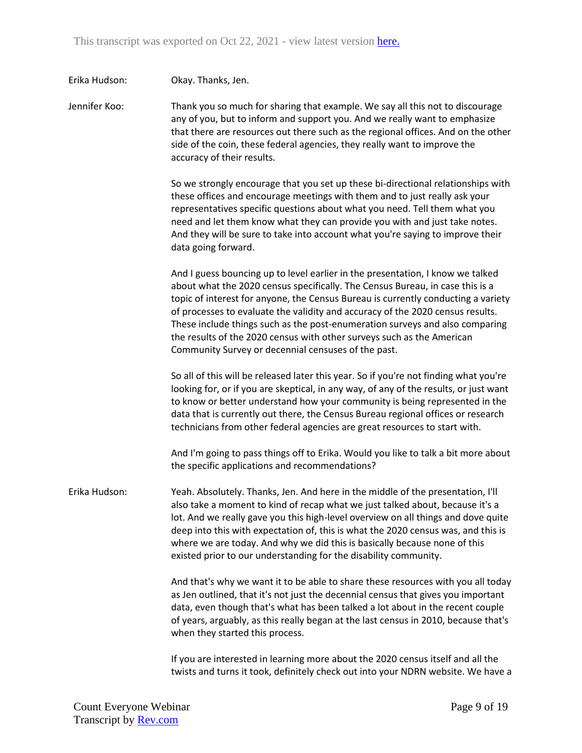Erika Hudson: Okay. Thanks, Jen.

Jennifer Koo: Thank you so much for sharing that example. We say all this not to discourage any of you, but to inform and support you. And we really want to emphasize that there are resources out there such as the regional offices. And on the other side of the coin, these federal agencies, they really want to improve the accuracy of their results.

So we strongly encourage that you set up these bi-directional relationships with these offices and encourage meetings with them and to just really ask your representatives specific questions about what you need. Tell them what you need and let them know what they can provide you with and just take notes. And they will be sure to take into account what you're saying to improve their data going forward.

And I guess bouncing up to level earlier in the presentation, I know we talked about what the 2020 census specifically. The Census Bureau, in case this is a topic of interest for anyone, the Census Bureau is currently conducting a variety of processes to evaluate the validity and accuracy of the 2020 census results. These include things such as the post-enumeration surveys and also comparing the results of the 2020 census with other surveys such as the American Community Survey or decennial censuses of the past.

So all of this will be released later this year. So if you're not finding what you're looking for, or if you are skeptical, in any way, of any of the results, or just want to know or better understand how your community is being represented in the data that is currently out there, the Census Bureau regional offices or research technicians from other federal agencies are great resources to start with.

And I'm going to pass things off to Erika. Would you like to talk a bit more about the specific applications and recommendations?

Erika Hudson: Yeah. Absolutely. Thanks, Jen. And here in the middle of the presentation, I'll also take a moment to kind of recap what we just talked about, because it's a lot. And we really gave you this high-level overview on all things and dove quite deep into this with expectation of, this is what the 2020 census was, and this is where we are today. And why we did this is basically because none of this existed prior to our understanding for the disability community.

And that's why we want it to be able to share these resources with you all today as Jen outlined, that it's not just the decennial census that gives you important data, even though that's what has been talked a lot about in the recent couple of years, arguably, as this really began at the last census in 2010, because that's when they started this process.

If you are interested in learning more about the 2020 census itself and all the twists and turns it took, definitely check out into your NDRN website. We have a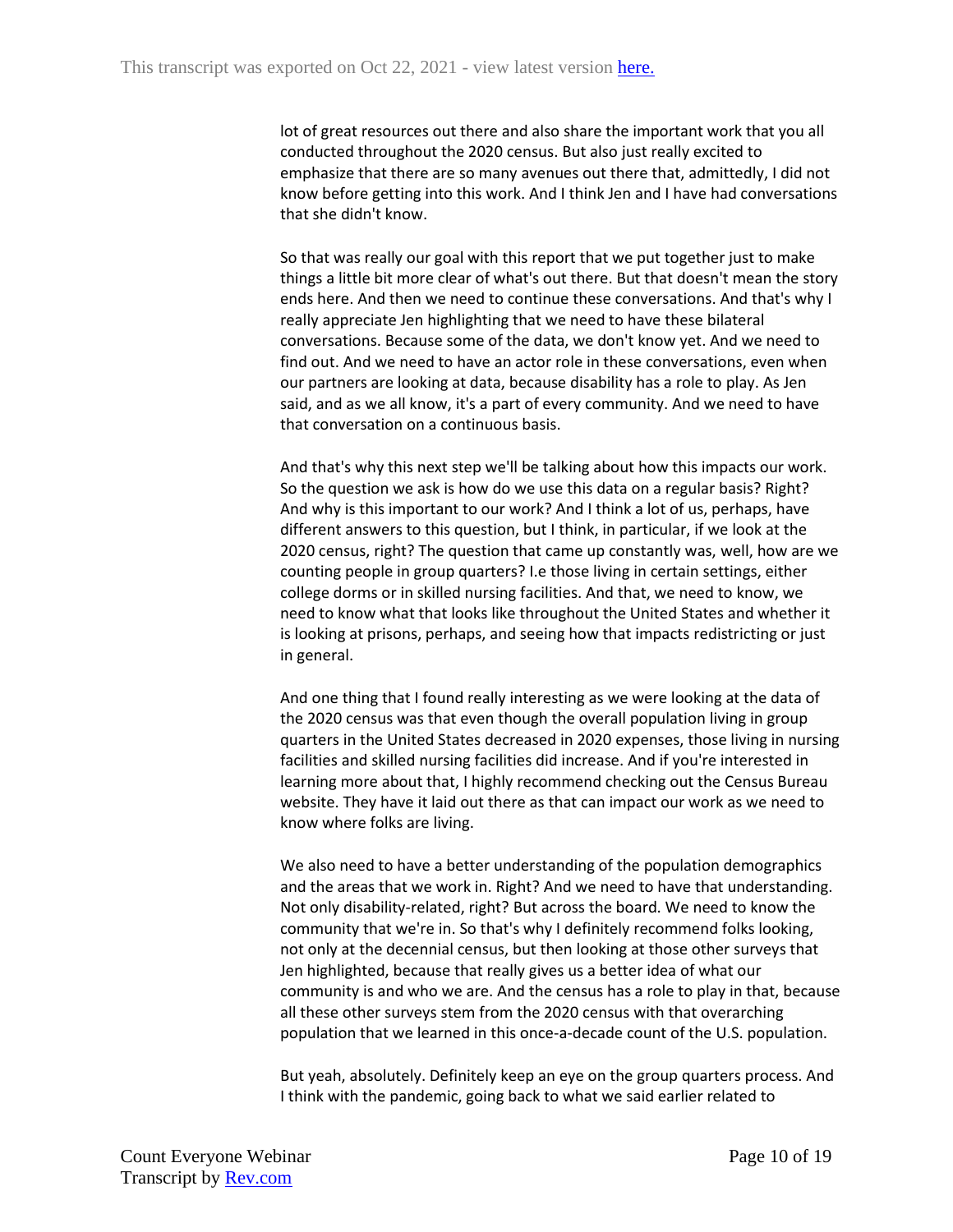lot of great resources out there and also share the important work that you all conducted throughout the 2020 census. But also just really excited to emphasize that there are so many avenues out there that, admittedly, I did not know before getting into this work. And I think Jen and I have had conversations that she didn't know.

So that was really our goal with this report that we put together just to make things a little bit more clear of what's out there. But that doesn't mean the story ends here. And then we need to continue these conversations. And that's why I really appreciate Jen highlighting that we need to have these bilateral conversations. Because some of the data, we don't know yet. And we need to find out. And we need to have an actor role in these conversations, even when our partners are looking at data, because disability has a role to play. As Jen said, and as we all know, it's a part of every community. And we need to have that conversation on a continuous basis.

And that's why this next step we'll be talking about how this impacts our work. So the question we ask is how do we use this data on a regular basis? Right? And why is this important to our work? And I think a lot of us, perhaps, have different answers to this question, but I think, in particular, if we look at the 2020 census, right? The question that came up constantly was, well, how are we counting people in group quarters? I.e those living in certain settings, either college dorms or in skilled nursing facilities. And that, we need to know, we need to know what that looks like throughout the United States and whether it is looking at prisons, perhaps, and seeing how that impacts redistricting or just in general.

And one thing that I found really interesting as we were looking at the data of the 2020 census was that even though the overall population living in group quarters in the United States decreased in 2020 expenses, those living in nursing facilities and skilled nursing facilities did increase. And if you're interested in learning more about that, I highly recommend checking out the Census Bureau website. They have it laid out there as that can impact our work as we need to know where folks are living.

We also need to have a better understanding of the population demographics and the areas that we work in. Right? And we need to have that understanding. Not only disability-related, right? But across the board. We need to know the community that we're in. So that's why I definitely recommend folks looking, not only at the decennial census, but then looking at those other surveys that Jen highlighted, because that really gives us a better idea of what our community is and who we are. And the census has a role to play in that, because all these other surveys stem from the 2020 census with that overarching population that we learned in this once-a-decade count of the U.S. population.

But yeah, absolutely. Definitely keep an eye on the group quarters process. And I think with the pandemic, going back to what we said earlier related to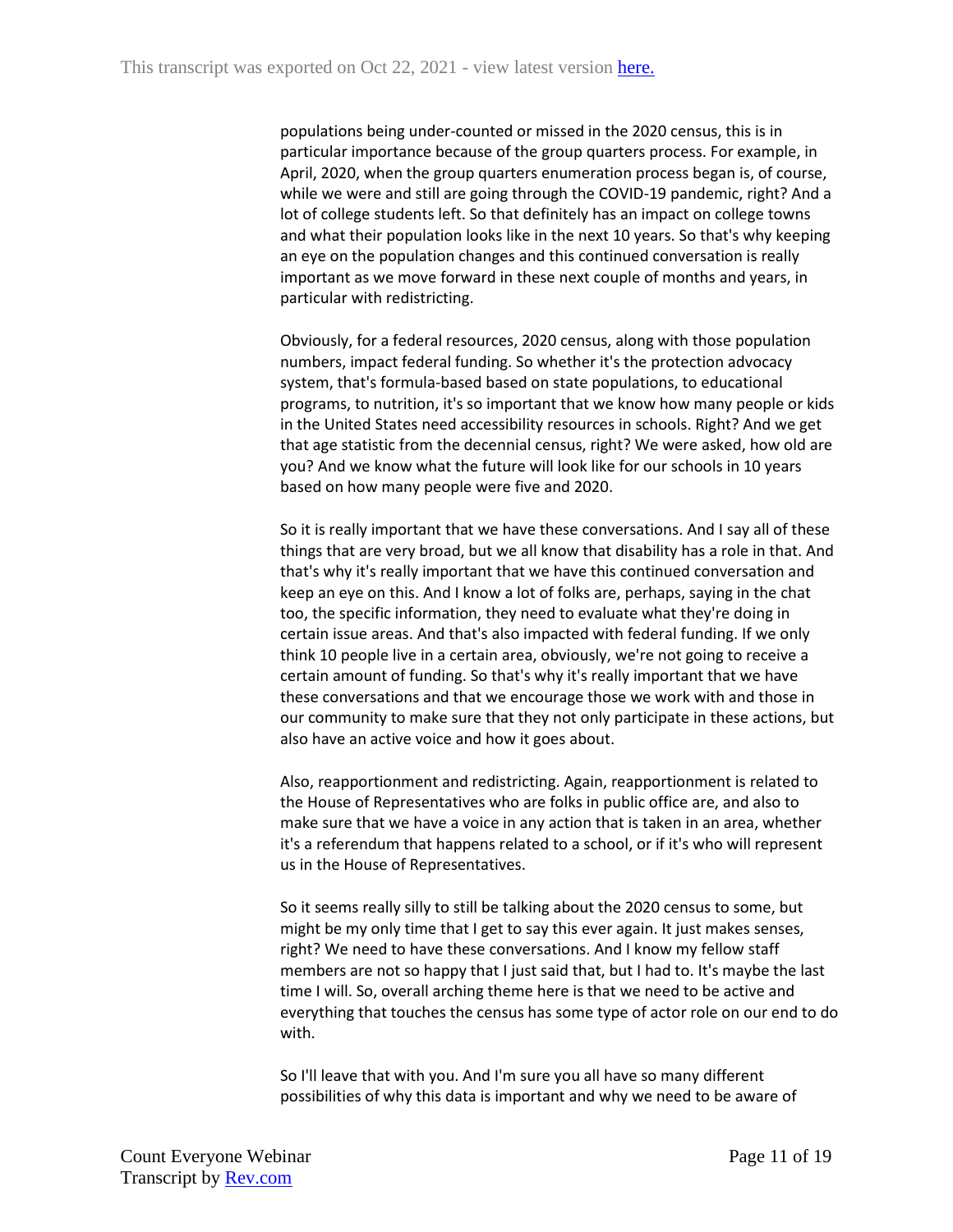populations being under-counted or missed in the 2020 census, this is in particular importance because of the group quarters process. For example, in April, 2020, when the group quarters enumeration process began is, of course, while we were and still are going through the COVID-19 pandemic, right? And a lot of college students left. So that definitely has an impact on college towns and what their population looks like in the next 10 years. So that's why keeping an eye on the population changes and this continued conversation is really important as we move forward in these next couple of months and years, in particular with redistricting.

Obviously, for a federal resources, 2020 census, along with those population numbers, impact federal funding. So whether it's the protection advocacy system, that's formula-based based on state populations, to educational programs, to nutrition, it's so important that we know how many people or kids in the United States need accessibility resources in schools. Right? And we get that age statistic from the decennial census, right? We were asked, how old are you? And we know what the future will look like for our schools in 10 years based on how many people were five and 2020.

So it is really important that we have these conversations. And I say all of these things that are very broad, but we all know that disability has a role in that. And that's why it's really important that we have this continued conversation and keep an eye on this. And I know a lot of folks are, perhaps, saying in the chat too, the specific information, they need to evaluate what they're doing in certain issue areas. And that's also impacted with federal funding. If we only think 10 people live in a certain area, obviously, we're not going to receive a certain amount of funding. So that's why it's really important that we have these conversations and that we encourage those we work with and those in our community to make sure that they not only participate in these actions, but also have an active voice and how it goes about.

Also, reapportionment and redistricting. Again, reapportionment is related to the House of Representatives who are folks in public office are, and also to make sure that we have a voice in any action that is taken in an area, whether it's a referendum that happens related to a school, or if it's who will represent us in the House of Representatives.

So it seems really silly to still be talking about the 2020 census to some, but might be my only time that I get to say this ever again. It just makes senses, right? We need to have these conversations. And I know my fellow staff members are not so happy that I just said that, but I had to. It's maybe the last time I will. So, overall arching theme here is that we need to be active and everything that touches the census has some type of actor role on our end to do with.

So I'll leave that with you. And I'm sure you all have so many different possibilities of why this data is important and why we need to be aware of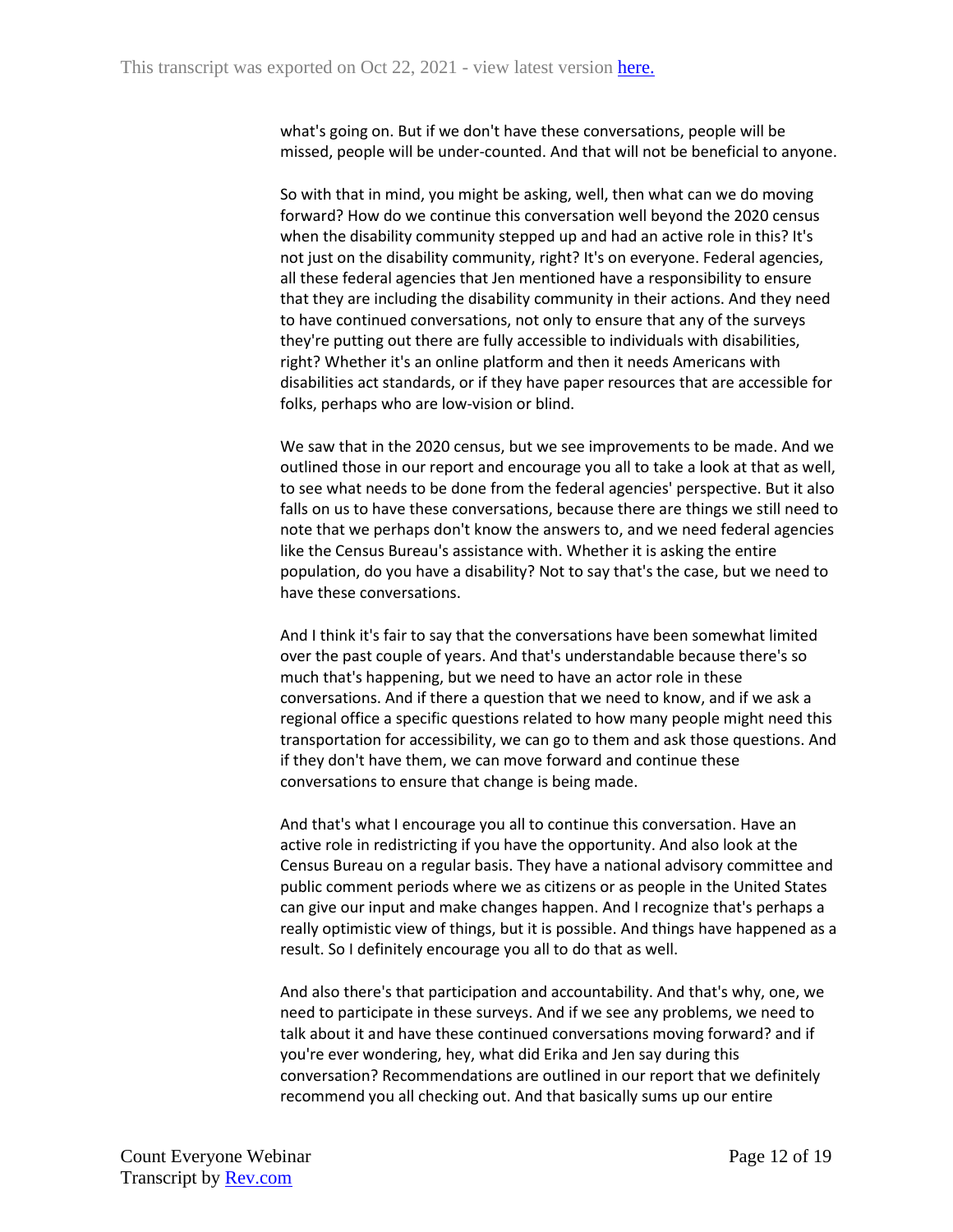what's going on. But if we don't have these conversations, people will be missed, people will be under-counted. And that will not be beneficial to anyone.

So with that in mind, you might be asking, well, then what can we do moving forward? How do we continue this conversation well beyond the 2020 census when the disability community stepped up and had an active role in this? It's not just on the disability community, right? It's on everyone. Federal agencies, all these federal agencies that Jen mentioned have a responsibility to ensure that they are including the disability community in their actions. And they need to have continued conversations, not only to ensure that any of the surveys they're putting out there are fully accessible to individuals with disabilities, right? Whether it's an online platform and then it needs Americans with disabilities act standards, or if they have paper resources that are accessible for folks, perhaps who are low-vision or blind.

We saw that in the 2020 census, but we see improvements to be made. And we outlined those in our report and encourage you all to take a look at that as well, to see what needs to be done from the federal agencies' perspective. But it also falls on us to have these conversations, because there are things we still need to note that we perhaps don't know the answers to, and we need federal agencies like the Census Bureau's assistance with. Whether it is asking the entire population, do you have a disability? Not to say that's the case, but we need to have these conversations.

And I think it's fair to say that the conversations have been somewhat limited over the past couple of years. And that's understandable because there's so much that's happening, but we need to have an actor role in these conversations. And if there a question that we need to know, and if we ask a regional office a specific questions related to how many people might need this transportation for accessibility, we can go to them and ask those questions. And if they don't have them, we can move forward and continue these conversations to ensure that change is being made.

And that's what I encourage you all to continue this conversation. Have an active role in redistricting if you have the opportunity. And also look at the Census Bureau on a regular basis. They have a national advisory committee and public comment periods where we as citizens or as people in the United States can give our input and make changes happen. And I recognize that's perhaps a really optimistic view of things, but it is possible. And things have happened as a result. So I definitely encourage you all to do that as well.

And also there's that participation and accountability. And that's why, one, we need to participate in these surveys. And if we see any problems, we need to talk about it and have these continued conversations moving forward? and if you're ever wondering, hey, what did Erika and Jen say during this conversation? Recommendations are outlined in our report that we definitely recommend you all checking out. And that basically sums up our entire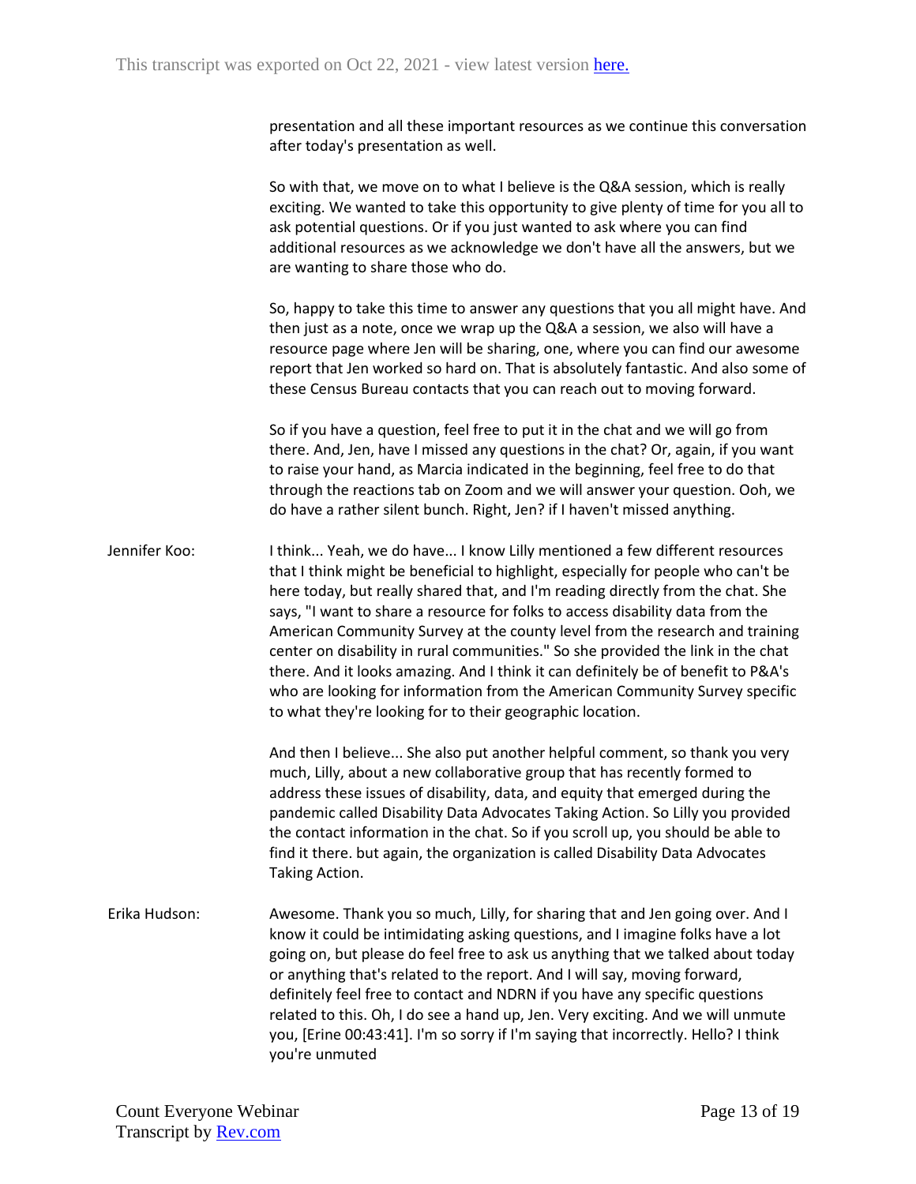presentation and all these important resources as we continue this conversation after today's presentation as well.

So with that, we move on to what I believe is the Q&A session, which is really exciting. We wanted to take this opportunity to give plenty of time for you all to ask potential questions. Or if you just wanted to ask where you can find additional resources as we acknowledge we don't have all the answers, but we are wanting to share those who do.

So, happy to take this time to answer any questions that you all might have. And then just as a note, once we wrap up the Q&A a session, we also will have a resource page where Jen will be sharing, one, where you can find our awesome report that Jen worked so hard on. That is absolutely fantastic. And also some of these Census Bureau contacts that you can reach out to moving forward.

So if you have a question, feel free to put it in the chat and we will go from there. And, Jen, have I missed any questions in the chat? Or, again, if you want to raise your hand, as Marcia indicated in the beginning, feel free to do that through the reactions tab on Zoom and we will answer your question. Ooh, we do have a rather silent bunch. Right, Jen? if I haven't missed anything.

Jennifer Koo: I think... Yeah, we do have... I know Lilly mentioned a few different resources that I think might be beneficial to highlight, especially for people who can't be here today, but really shared that, and I'm reading directly from the chat. She says, "I want to share a resource for folks to access disability data from the American Community Survey at the county level from the research and training center on disability in rural communities." So she provided the link in the chat there. And it looks amazing. And I think it can definitely be of benefit to P&A's who are looking for information from the American Community Survey specific to what they're looking for to their geographic location.

And then I believe... She also put another helpful comment, so thank you very much, Lilly, about a new collaborative group that has recently formed to address these issues of disability, data, and equity that emerged during the pandemic called Disability Data Advocates Taking Action. So Lilly you provided the contact information in the chat. So if you scroll up, you should be able to find it there. but again, the organization is called Disability Data Advocates Taking Action.

Erika Hudson: Awesome. Thank you so much, Lilly, for sharing that and Jen going over. And I know it could be intimidating asking questions, and I imagine folks have a lot going on, but please do feel free to ask us anything that we talked about today or anything that's related to the report. And I will say, moving forward, definitely feel free to contact and NDRN if you have any specific questions related to this. Oh, I do see a hand up, Jen. Very exciting. And we will unmute you, [Erine 00:43:41]. I'm so sorry if I'm saying that incorrectly. Hello? I think you're unmuted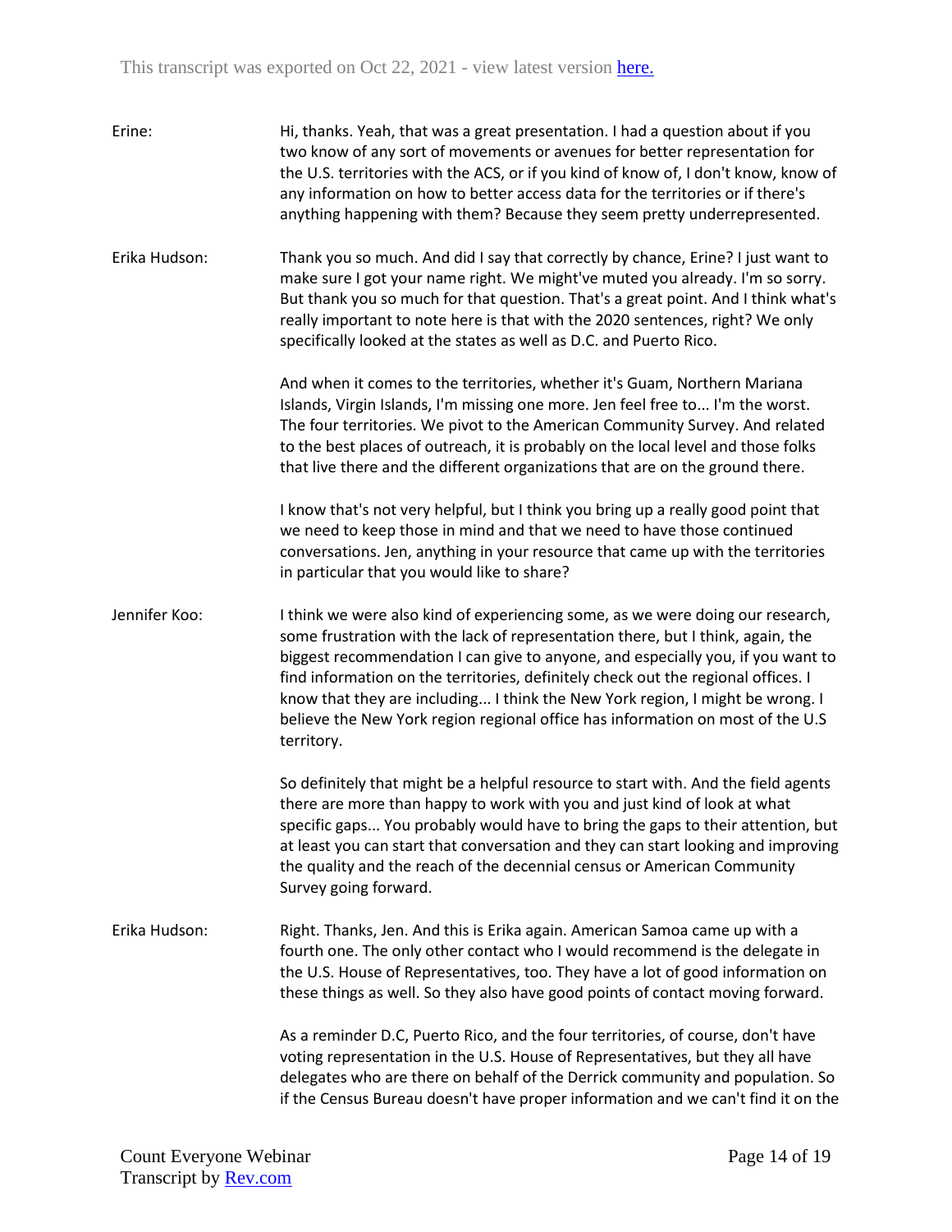Erine: Hi, thanks. Yeah, that was a great presentation. I had a question about if you two know of any sort of movements or avenues for better representation for the U.S. territories with the ACS, or if you kind of know of, I don't know, know of any information on how to better access data for the territories or if there's anything happening with them? Because they seem pretty underrepresented.

Erika Hudson: Thank you so much. And did I say that correctly by chance, Erine? I just want to make sure I got your name right. We might've muted you already. I'm so sorry. But thank you so much for that question. That's a great point. And I think what's really important to note here is that with the 2020 sentences, right? We only specifically looked at the states as well as D.C. and Puerto Rico.

And when it comes to the territories, whether it's Guam, Northern Mariana Islands, Virgin Islands, I'm missing one more. Jen feel free to... I'm the worst. The four territories. We pivot to the American Community Survey. And related to the best places of outreach, it is probably on the local level and those folks that live there and the different organizations that are on the ground there.

I know that's not very helpful, but I think you bring up a really good point that we need to keep those in mind and that we need to have those continued conversations. Jen, anything in your resource that came up with the territories in particular that you would like to share?

Jennifer Koo: I think we were also kind of experiencing some, as we were doing our research, some frustration with the lack of representation there, but I think, again, the biggest recommendation I can give to anyone, and especially you, if you want to find information on the territories, definitely check out the regional offices. I know that they are including... I think the New York region, I might be wrong. I believe the New York region regional office has information on most of the U.S territory.

So definitely that might be a helpful resource to start with. And the field agents there are more than happy to work with you and just kind of look at what specific gaps... You probably would have to bring the gaps to their attention, but at least you can start that conversation and they can start looking and improving the quality and the reach of the decennial census or American Community Survey going forward.

Erika Hudson: Right. Thanks, Jen. And this is Erika again. American Samoa came up with a fourth one. The only other contact who I would recommend is the delegate in the U.S. House of Representatives, too. They have a lot of good information on these things as well. So they also have good points of contact moving forward.

As a reminder D.C, Puerto Rico, and the four territories, of course, don't have voting representation in the U.S. House of Representatives, but they all have delegates who are there on behalf of the Derrick community and population. So if the Census Bureau doesn't have proper information and we can't find it on the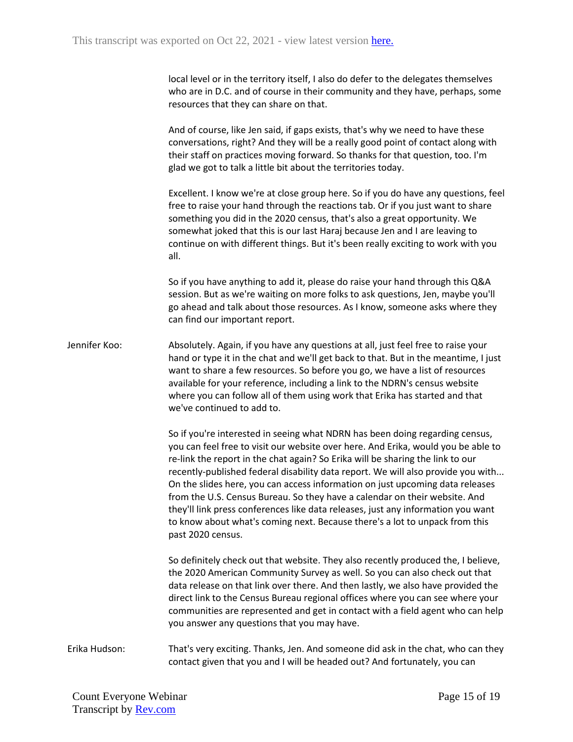local level or in the territory itself, I also do defer to the delegates themselves who are in D.C. and of course in their community and they have, perhaps, some resources that they can share on that.

And of course, like Jen said, if gaps exists, that's why we need to have these conversations, right? And they will be a really good point of contact along with their staff on practices moving forward. So thanks for that question, too. I'm glad we got to talk a little bit about the territories today.

Excellent. I know we're at close group here. So if you do have any questions, feel free to raise your hand through the reactions tab. Or if you just want to share something you did in the 2020 census, that's also a great opportunity. We somewhat joked that this is our last Haraj because Jen and I are leaving to continue on with different things. But it's been really exciting to work with you all.

So if you have anything to add it, please do raise your hand through this Q&A session. But as we're waiting on more folks to ask questions, Jen, maybe you'll go ahead and talk about those resources. As I know, someone asks where they can find our important report.

Jennifer Koo: Absolutely. Again, if you have any questions at all, just feel free to raise your hand or type it in the chat and we'll get back to that. But in the meantime, I just want to share a few resources. So before you go, we have a list of resources available for your reference, including a link to the NDRN's census website where you can follow all of them using work that Erika has started and that we've continued to add to.

So if you're interested in seeing what NDRN has been doing regarding census, you can feel free to visit our website over here. And Erika, would you be able to re-link the report in the chat again? So Erika will be sharing the link to our recently-published federal disability data report. We will also provide you with... On the slides here, you can access information on just upcoming data releases from the U.S. Census Bureau. So they have a calendar on their website. And they'll link press conferences like data releases, just any information you want to know about what's coming next. Because there's a lot to unpack from this past 2020 census.

So definitely check out that website. They also recently produced the, I believe, the 2020 American Community Survey as well. So you can also check out that data release on that link over there. And then lastly, we also have provided the direct link to the Census Bureau regional offices where you can see where your communities are represented and get in contact with a field agent who can help you answer any questions that you may have.

Erika Hudson: That's very exciting. Thanks, Jen. And someone did ask in the chat, who can they contact given that you and I will be headed out? And fortunately, you can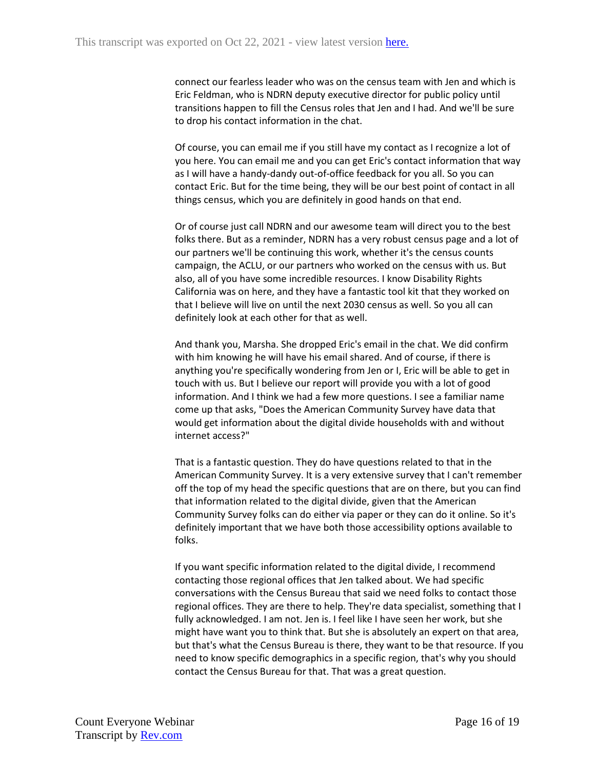connect our fearless leader who was on the census team with Jen and which is Eric Feldman, who is NDRN deputy executive director for public policy until transitions happen to fill the Census roles that Jen and I had. And we'll be sure to drop his contact information in the chat.

Of course, you can email me if you still have my contact as I recognize a lot of you here. You can email me and you can get Eric's contact information that way as I will have a handy-dandy out-of-office feedback for you all. So you can contact Eric. But for the time being, they will be our best point of contact in all things census, which you are definitely in good hands on that end.

Or of course just call NDRN and our awesome team will direct you to the best folks there. But as a reminder, NDRN has a very robust census page and a lot of our partners we'll be continuing this work, whether it's the census counts campaign, the ACLU, or our partners who worked on the census with us. But also, all of you have some incredible resources. I know Disability Rights California was on here, and they have a fantastic tool kit that they worked on that I believe will live on until the next 2030 census as well. So you all can definitely look at each other for that as well.

And thank you, Marsha. She dropped Eric's email in the chat. We did confirm with him knowing he will have his email shared. And of course, if there is anything you're specifically wondering from Jen or I, Eric will be able to get in touch with us. But I believe our report will provide you with a lot of good information. And I think we had a few more questions. I see a familiar name come up that asks, "Does the American Community Survey have data that would get information about the digital divide households with and without internet access?"

That is a fantastic question. They do have questions related to that in the American Community Survey. It is a very extensive survey that I can't remember off the top of my head the specific questions that are on there, but you can find that information related to the digital divide, given that the American Community Survey folks can do either via paper or they can do it online. So it's definitely important that we have both those accessibility options available to folks.

If you want specific information related to the digital divide, I recommend contacting those regional offices that Jen talked about. We had specific conversations with the Census Bureau that said we need folks to contact those regional offices. They are there to help. They're data specialist, something that I fully acknowledged. I am not. Jen is. I feel like I have seen her work, but she might have want you to think that. But she is absolutely an expert on that area, but that's what the Census Bureau is there, they want to be that resource. If you need to know specific demographics in a specific region, that's why you should contact the Census Bureau for that. That was a great question.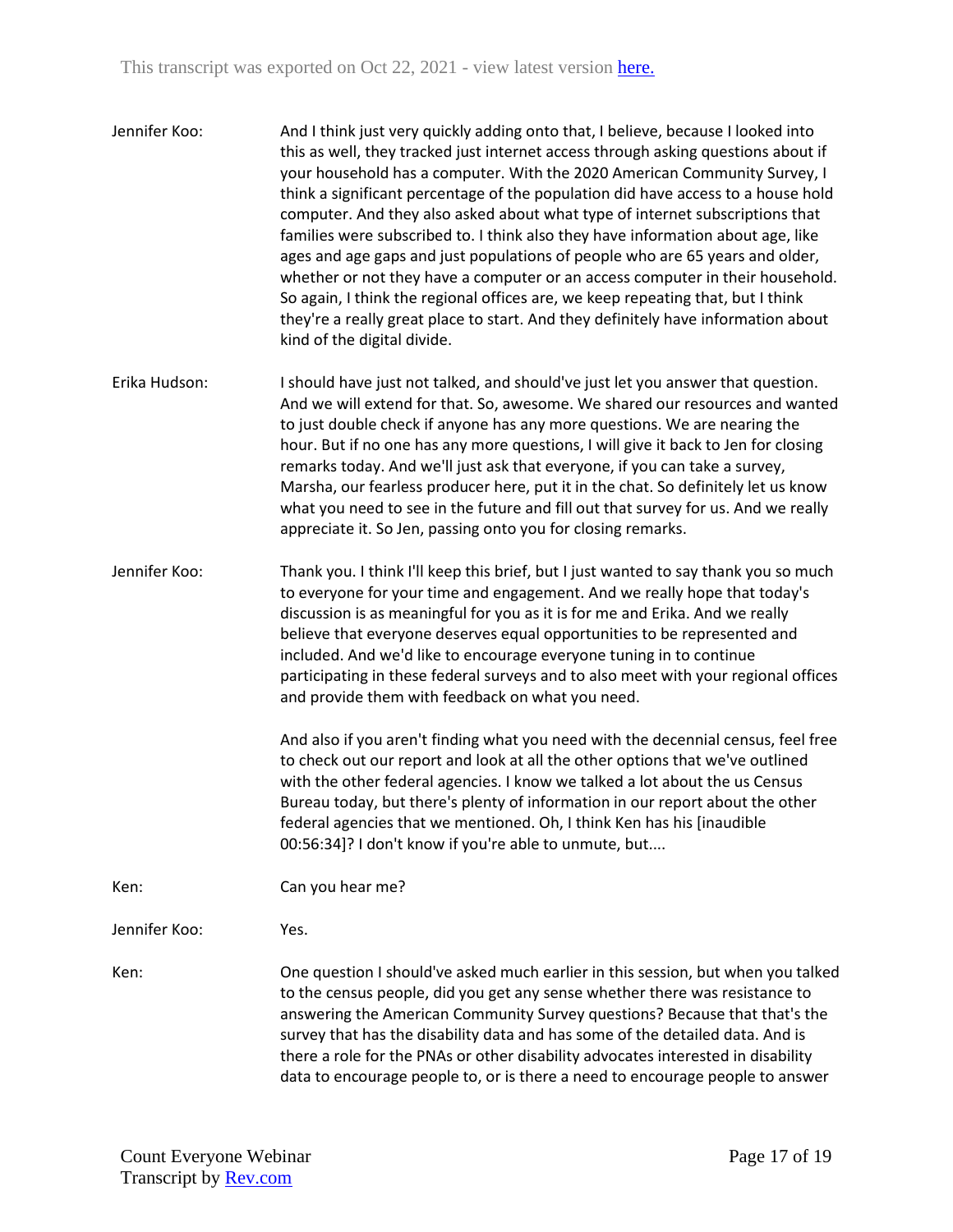**Jennifer Koo:** And I think just very quickly adding onto that, I believe, because I looked into this as well, they tracked just internet access through asking questions about if your household has a computer. With the 2020 American Community Survey, I think a significant percentage of the population did have access to a house hold computer. And they also asked about what type of internet subscriptions that families were subscribed to. I think also they have information about age, like ages and age gaps and just populations of people who are 65 years and older, whether or not they have a computer or an access computer in their household. So again, I think the regional offices are, we keep repeating that, but I think they're a really great place to start. And they definitely have information about kind of the digital divide.

**Erika Hudson:** I should have just not talked, and should've just let you answer that question. And we will extend for that. So, awesome. We shared our resources and wanted to just double check if anyone has any more questions. We are nearing the hour. But if no one has any more questions, I will give it back to Jen for closing remarks today. And we'll just ask that everyone, if you can take a survey, Marsha, our fearless producer here, put it in the chat. So definitely let us know what you need to see in the future and fill out that survey for us. And we really appreciate it. So Jen, passing onto you for closing remarks.

**Jennifer Koo:** Thank you. I think I'll keep this brief, but I just wanted to say thank you so much to everyone for your time and engagement. And we really hope that today's discussion is as meaningful for you as it is for me and Erika. And we really believe that everyone deserves equal opportunities to be represented and included. And we'd like to encourage everyone tuning in to continue participating in these federal surveys and to also meet with your regional offices and provide them with feedback on what you need.

And also if you aren't finding what you need with the decennial census, feel free to check out our report and look at all the other options that we've outlined with the other federal agencies. I know we talked a lot about the us Census Bureau today, but there's plenty of information in our report about the other federal agencies that we mentioned. Oh, I think Ken has his [inaudible 00:56:34]? I don't know if you're able to unmute, but....

**Ken:** Can you hear me?

**Jennifer Koo:** Yes.

**Ken:** One question I should've asked much earlier in this session, but when you talked to the census people, did you get any sense whether there was resistance to answering the American Community Survey questions? Because that that's the survey that has the disability data and has some of the detailed data. And is there a role for the PNAs or other disability advocates interested in disability data to encourage people to, or is there a need to encourage people to answer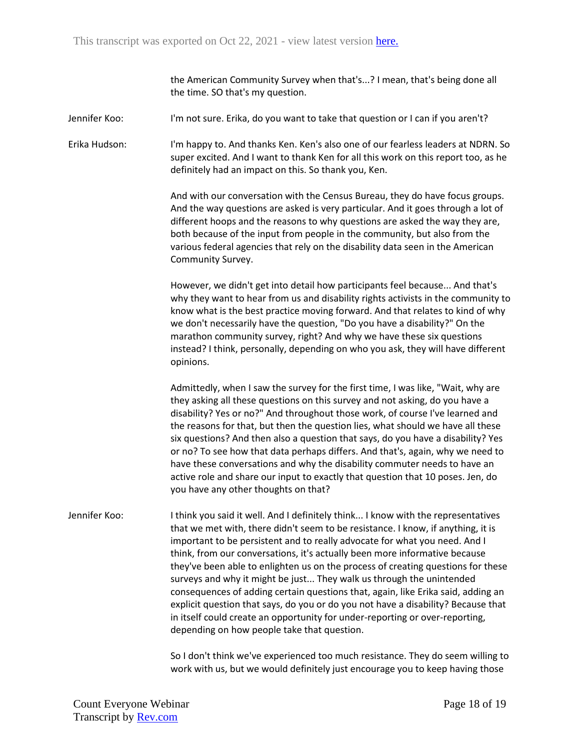the American Community Survey when that's...? I mean, that's being done all the time. SO that's my question.

Jennifer Koo: I'm not sure. Erika, do you want to take that question or I can if you aren't?

Erika Hudson: I'm happy to. And thanks Ken. Ken's also one of our fearless leaders at NDRN. So super excited. And I want to thank Ken for all this work on this report too, as he definitely had an impact on this. So thank you, Ken.

And with our conversation with the Census Bureau, they do have focus groups. And the way questions are asked is very particular. And it goes through a lot of different hoops and the reasons to why questions are asked the way they are, both because of the input from people in the community, but also from the various federal agencies that rely on the disability data seen in the American Community Survey.

However, we didn't get into detail how participants feel because... And that's why they want to hear from us and disability rights activists in the community to know what is the best practice moving forward. And that relates to kind of why we don't necessarily have the question, "Do you have a disability?" On the marathon community survey, right? And why we have these six questions instead? I think, personally, depending on who you ask, they will have different opinions.

Admittedly, when I saw the survey for the first time, I was like, "Wait, why are they asking all these questions on this survey and not asking, do you have a disability? Yes or no?" And throughout those work, of course I've learned and the reasons for that, but then the question lies, what should we have all these six questions? And then also a question that says, do you have a disability? Yes or no? To see how that data perhaps differs. And that's, again, why we need to have these conversations and why the disability commuter needs to have an active role and share our input to exactly that question that 10 poses. Jen, do you have any other thoughts on that?

Jennifer Koo: I think you said it well. And I definitely think... I know with the representatives that we met with, there didn't seem to be resistance. I know, if anything, it is important to be persistent and to really advocate for what you need. And I think, from our conversations, it's actually been more informative because they've been able to enlighten us on the process of creating questions for these surveys and why it might be just... They walk us through the unintended consequences of adding certain questions that, again, like Erika said, adding an explicit question that says, do you or do you not have a disability? Because that in itself could create an opportunity for under-reporting or over-reporting, depending on how people take that question.

So I don't think we've experienced too much resistance. They do seem willing to work with us, but we would definitely just encourage you to keep having those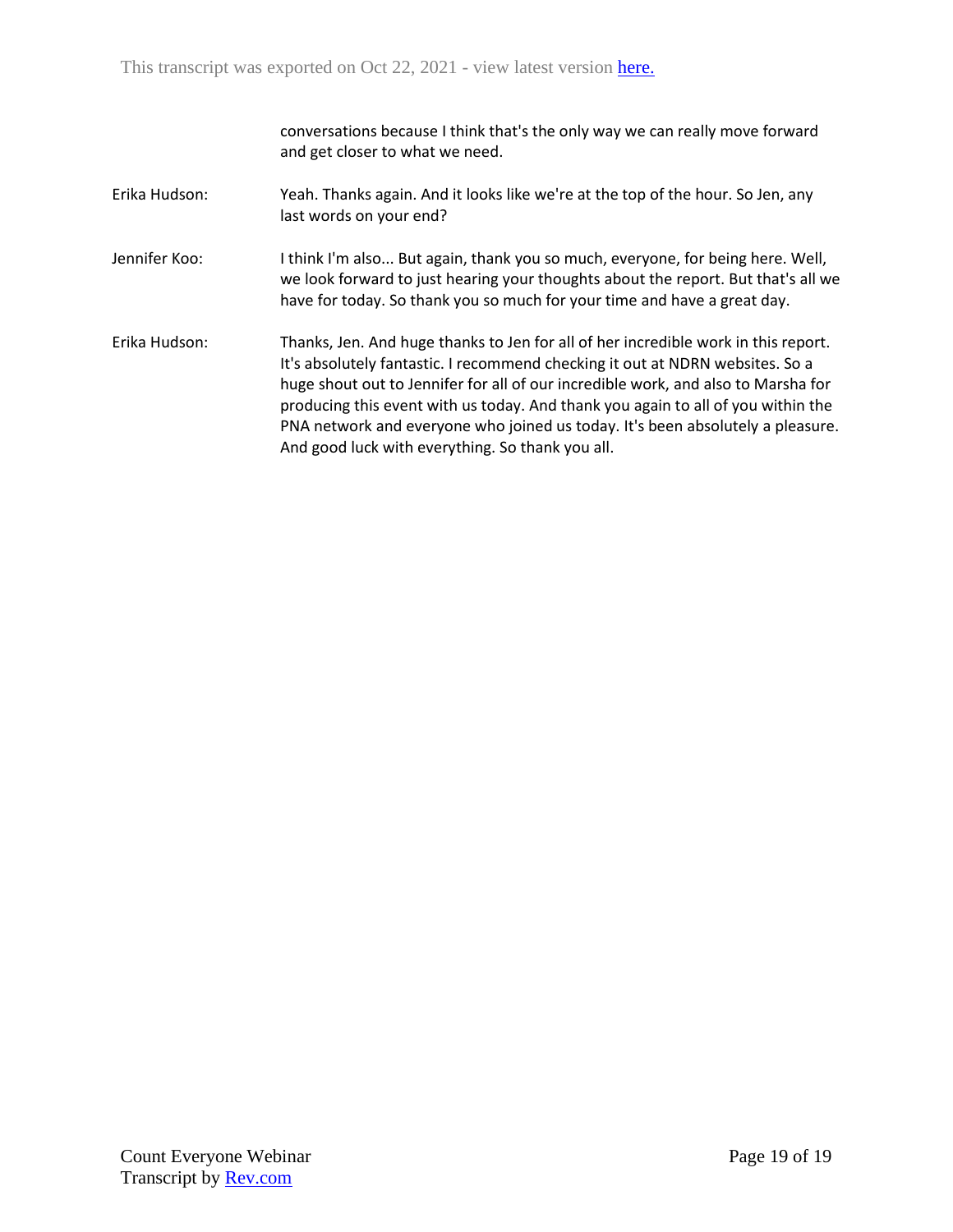conversations because I think that's the only way we can really move forward and get closer to what we need.

Erika Hudson: Yeah. Thanks again. And it looks like we're at the top of the hour. So Jen, any last words on your end?

Jennifer Koo: I think I'm also... But again, thank you so much, everyone, for being here. Well, we look forward to just hearing your thoughts about the report. But that's all we have for today. So thank you so much for your time and have a great day.

Erika Hudson: Thanks, Jen. And huge thanks to Jen for all of her incredible work in this report. It's absolutely fantastic. I recommend checking it out at NDRN websites. So a huge shout out to Jennifer for all of our incredible work, and also to Marsha for producing this event with us today. And thank you again to all of you within the PNA network and everyone who joined us today. It's been absolutely a pleasure. And good luck with everything. So thank you all.